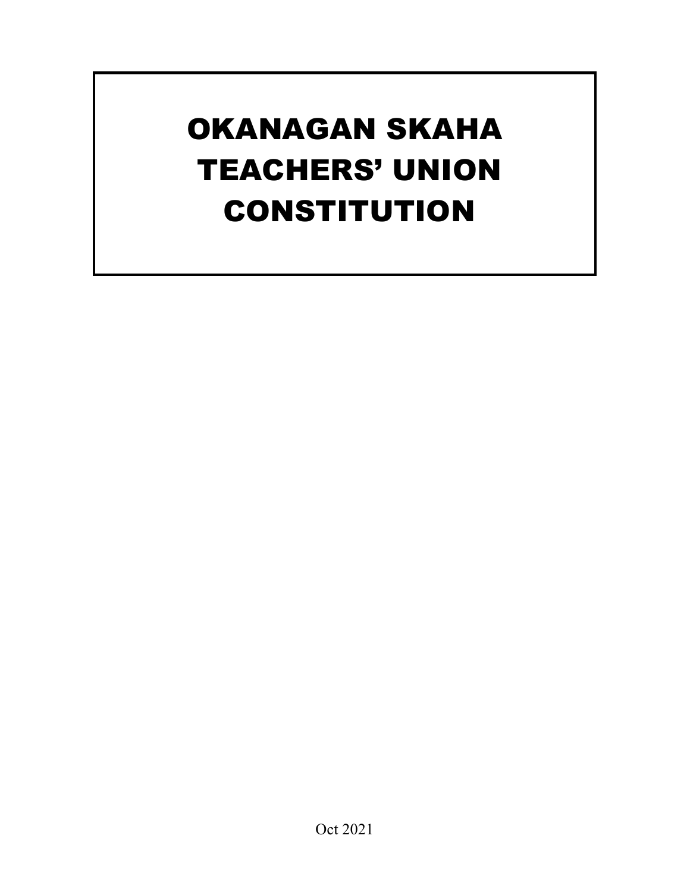# OKANAGAN SKAHA TEACHERS' UNION CONSTITUTION

Oct 2021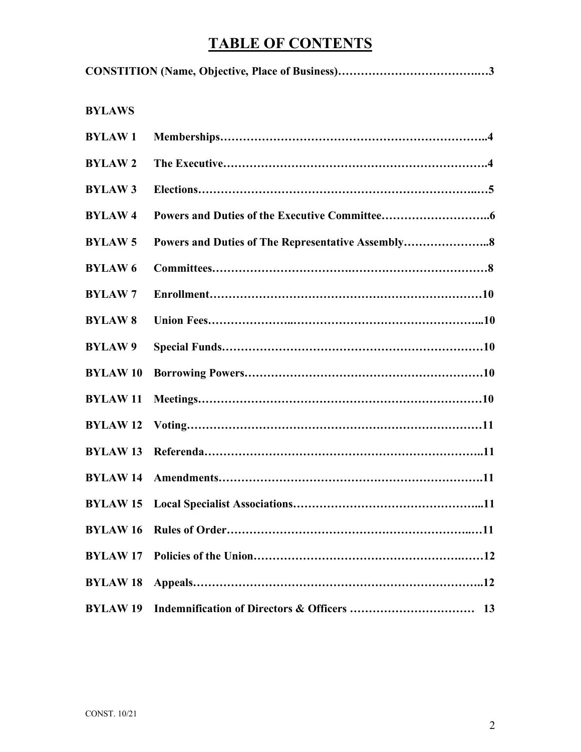# TABLE OF CONTENTS

**CONSTITION (Name, Objective, Place of Business)……………………………….…3**

**BYLAWS**

| | | |
|---|---|---|
| **BYLAW 1** | **Memberships** | **4** |
| **BYLAW 2** | **The Executive** | **4** |
| **BYLAW 3** | **Elections** | **5** |
| **BYLAW 4** | **Powers and Duties of the Executive Committee** | **6** |
| **BYLAW 5** | **Powers and Duties of The Representative Assembly** | **8** |
| **BYLAW 6** | **Committees** | **8** |
| **BYLAW 7** | **Enrollment** | **10** |
| **BYLAW 8** | **Union Fees** | **10** |
| **BYLAW 9** | **Special Funds** | **10** |
| **BYLAW 10** | **Borrowing Powers** | **10** |
| **BYLAW 11** | **Meetings** | **10** |
| **BYLAW 12** | **Voting** | **11** |
| **BYLAW 13** | **Referenda** | **11** |
| **BYLAW 14** | **Amendments** | **11** |
| **BYLAW 15** | **Local Specialist Associations** | **11** |
| **BYLAW 16** | **Rules of Order** | **11** |
| **BYLAW 17** | **Policies of the Union** | **12** |
| **BYLAW 18** | **Appeals** | **12** |
| **BYLAW 19** | **Indemnification of Directors & Officers** | **13** |

CONST. 10/21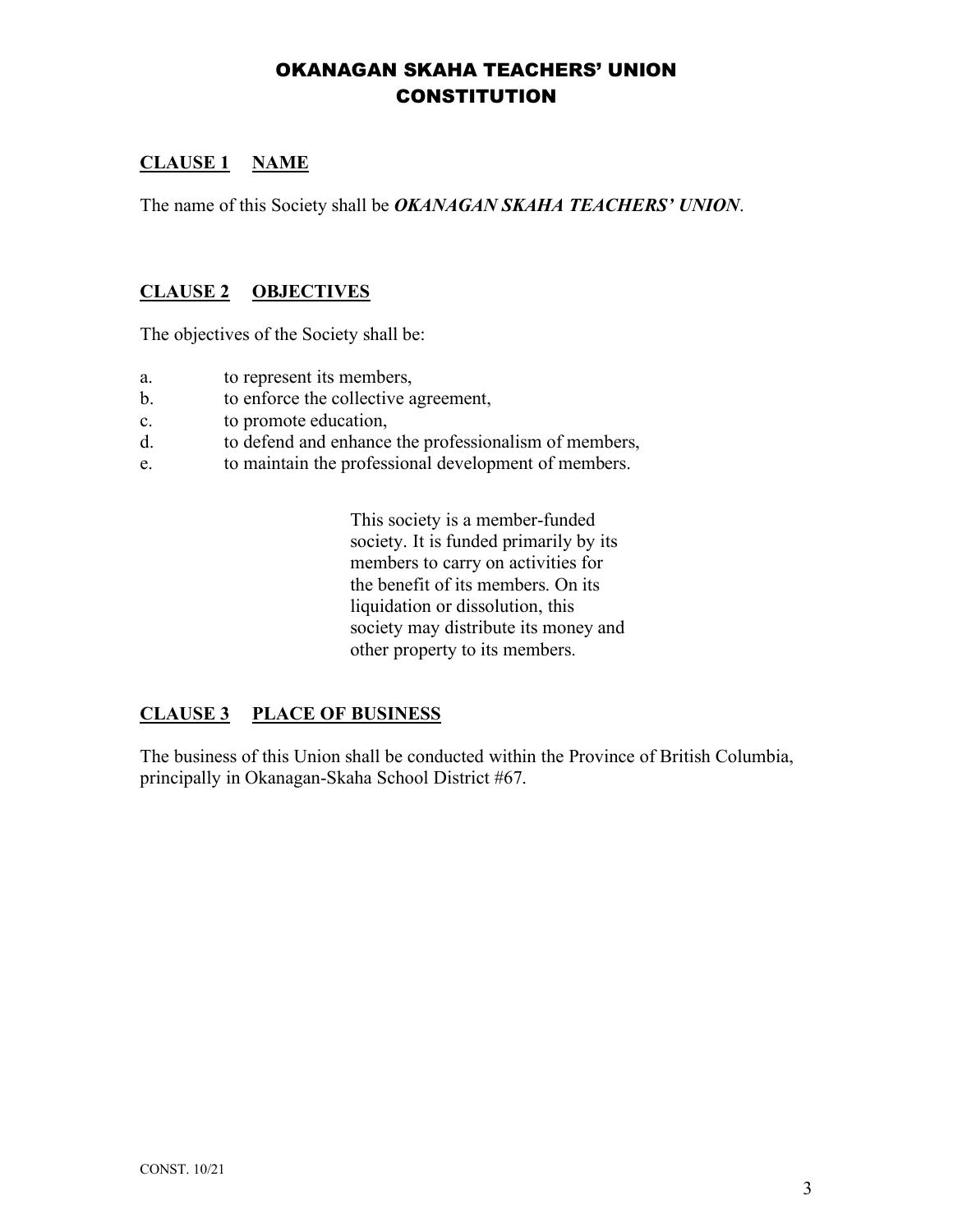# OKANAGAN SKAHA TEACHERS' UNION CONSTITUTION

## CLAUSE 1 NAME

The name of this Society shall be ***OKANAGAN SKAHA TEACHERS' UNION***.

## CLAUSE 2 OBJECTIVES

The objectives of the Society shall be:

a. to represent its members,
b. to enforce the collective agreement,
c. to promote education,
d. to defend and enhance the professionalism of members,
e. to maintain the professional development of members.

This society is a member-funded society. It is funded primarily by its members to carry on activities for the benefit of its members. On its liquidation or dissolution, this society may distribute its money and other property to its members.

## CLAUSE 3 PLACE OF BUSINESS

The business of this Union shall be conducted within the Province of British Columbia, principally in Okanagan-Skaha School District #67.

CONST. 10/21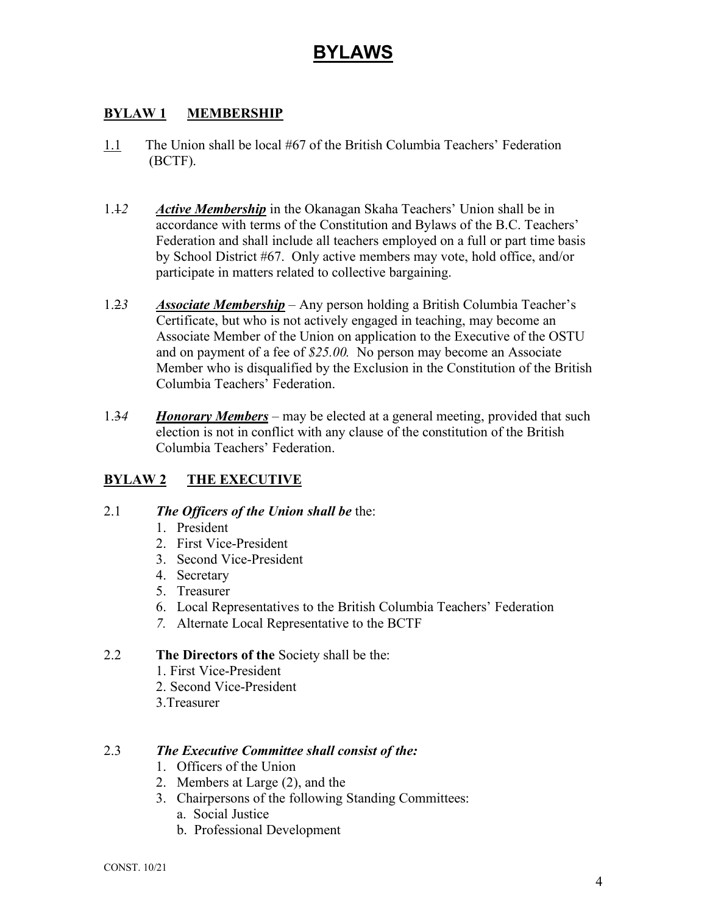# BYLAWS

## BYLAW 1 MEMBERSHIP

1.1 The Union shall be local #67 of the British Columbia Teachers' Federation (BCTF).

1.~~1~~*2* ***Active Membership*** in the Okanagan Skaha Teachers' Union shall be in accordance with terms of the Constitution and Bylaws of the B.C. Teachers' Federation and shall include all teachers employed on a full or part time basis by School District #67. Only active members may vote, hold office, and/or participate in matters related to collective bargaining.

1.~~2~~*3* ***Associate Membership*** – Any person holding a British Columbia Teacher's Certificate, but who is not actively engaged in teaching, may become an Associate Member of the Union on application to the Executive of the OSTU and on payment of a fee of *$25.00.* No person may become an Associate Member who is disqualified by the Exclusion in the Constitution of the British Columbia Teachers' Federation.

1.~~3~~*4* ***Honorary Members*** – may be elected at a general meeting, provided that such election is not in conflict with any clause of the constitution of the British Columbia Teachers' Federation.

## BYLAW 2 THE EXECUTIVE

2.1 ***The Officers of the Union shall be*** the:

1. President
2. First Vice-President
3. Second Vice-President
4. Secretary
5. Treasurer
6. Local Representatives to the British Columbia Teachers' Federation
7. Alternate Local Representative to the BCTF

2.2 **The Directors of the** Society shall be the:

1. First Vice-President
2. Second Vice-President
3. Treasurer

2.3 ***The Executive Committee shall consist of the:***

1. Officers of the Union
2. Members at Large (2), and the
3. Chairpersons of the following Standing Committees:
   a. Social Justice
   b. Professional Development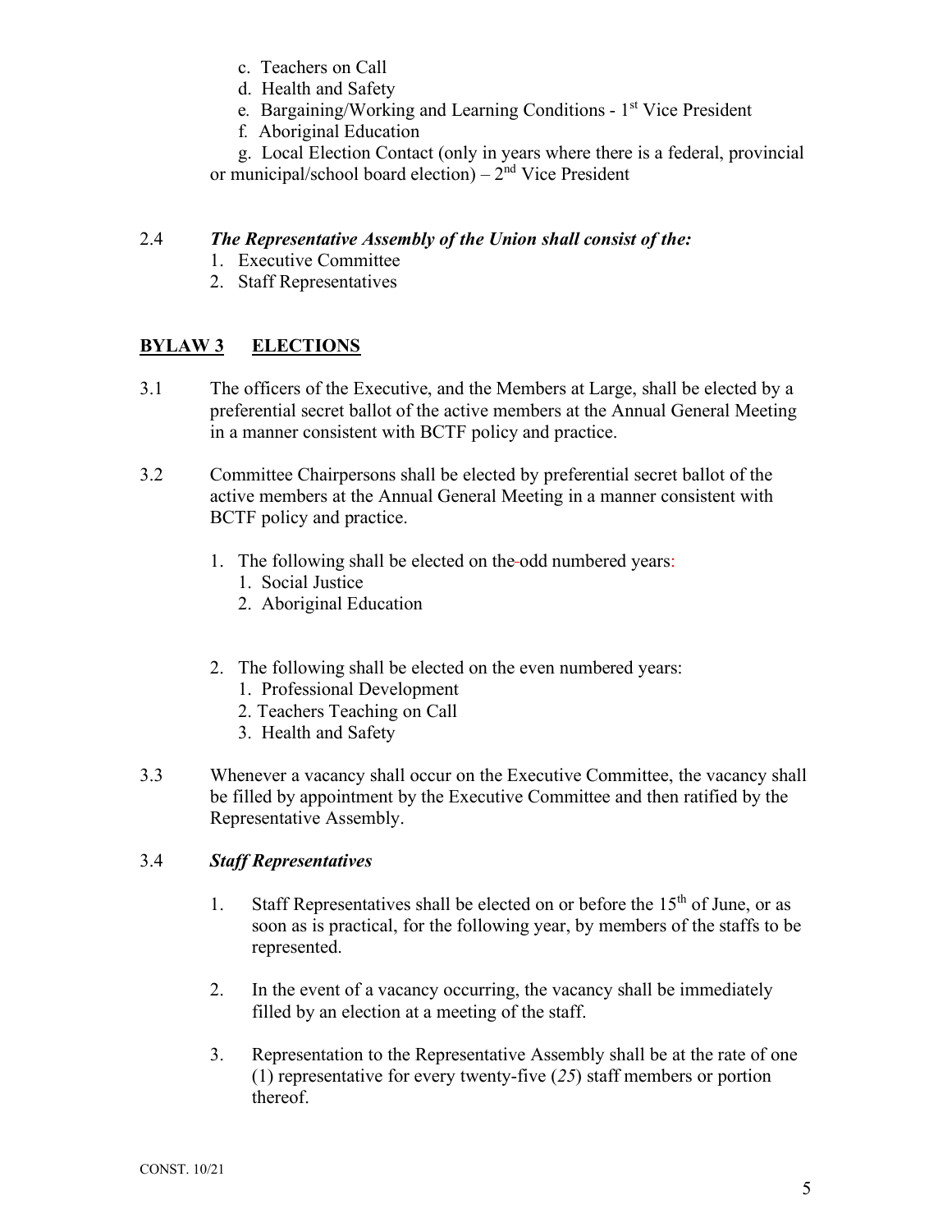c. Teachers on Call
d. Health and Safety
e. Bargaining/Working and Learning Conditions - 1st Vice President
f. Aboriginal Education
g. Local Election Contact (only in years where there is a federal, provincial or municipal/school board election) – 2nd Vice President

2.4 ***The Representative Assembly of the Union shall consist of the:***

1. Executive Committee
2. Staff Representatives

## BYLAW 3 ELECTIONS

3.1 The officers of the Executive, and the Members at Large, shall be elected by a preferential secret ballot of the active members at the Annual General Meeting in a manner consistent with BCTF policy and practice.

3.2 Committee Chairpersons shall be elected by preferential secret ballot of the active members at the Annual General Meeting in a manner consistent with BCTF policy and practice.

1. The following shall be elected on the odd numbered years:
    1. Social Justice
    2. Aboriginal Education

2. The following shall be elected on the even numbered years:
    1. Professional Development
    2. Teachers Teaching on Call
    3. Health and Safety

3.3 Whenever a vacancy shall occur on the Executive Committee, the vacancy shall be filled by appointment by the Executive Committee and then ratified by the Representative Assembly.

3.4 ***Staff Representatives***

1. Staff Representatives shall be elected on or before the 15th of June, or as soon as is practical, for the following year, by members of the staffs to be represented.

2. In the event of a vacancy occurring, the vacancy shall be immediately filled by an election at a meeting of the staff.

3. Representation to the Representative Assembly shall be at the rate of one (1) representative for every twenty-five (*25*) staff members or portion thereof.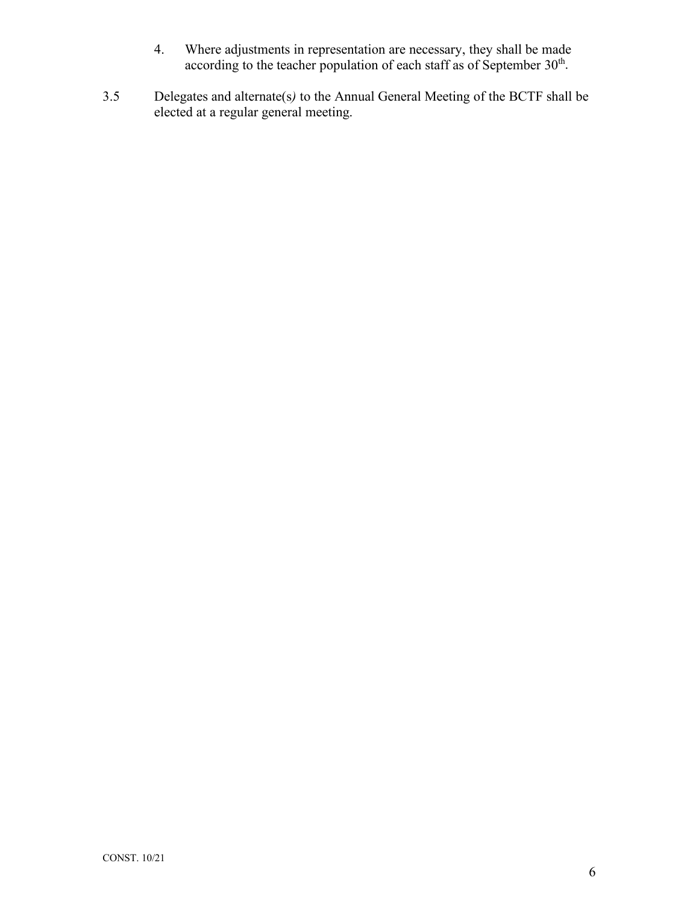4. Where adjustments in representation are necessary, they shall be made according to the teacher population of each staff as of September 30th.

3.5 Delegates and alternate(s) to the Annual General Meeting of the BCTF shall be elected at a regular general meeting.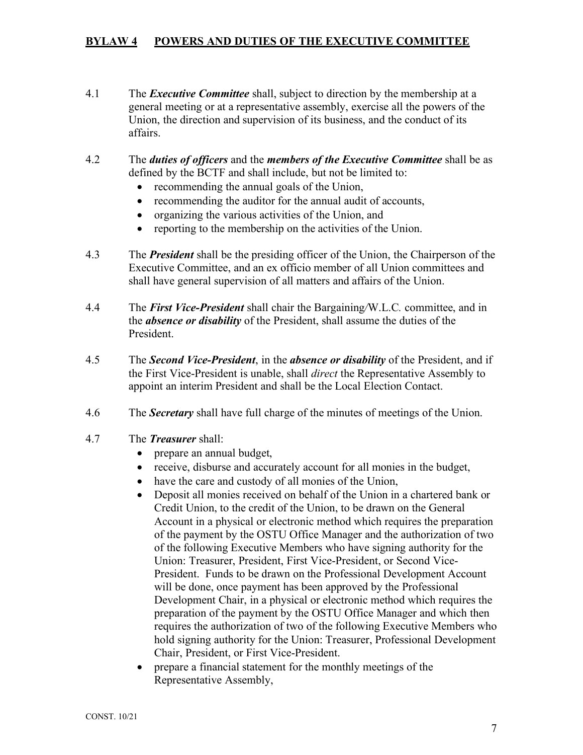## BYLAW 4 POWERS AND DUTIES OF THE EXECUTIVE COMMITTEE

4.1 The ***Executive Committee*** shall, subject to direction by the membership at a general meeting or at a representative assembly, exercise all the powers of the Union, the direction and supervision of its business, and the conduct of its affairs.

4.2 The ***duties of officers*** and the ***members of the Executive Committee*** shall be as defined by the BCTF and shall include, but not be limited to:

- recommending the annual goals of the Union,
- recommending the auditor for the annual audit of accounts,
- organizing the various activities of the Union, and
- reporting to the membership on the activities of the Union.

4.3 The ***President*** shall be the presiding officer of the Union, the Chairperson of the Executive Committee, and an ex officio member of all Union committees and shall have general supervision of all matters and affairs of the Union.

4.4 The ***First Vice-President*** shall chair the Bargaining/W.L.C. committee, and in the ***absence or disability*** of the President, shall assume the duties of the President.

4.5 The ***Second Vice-President***, in the ***absence or disability*** of the President, and if the First Vice-President is unable, shall *direct* the Representative Assembly to appoint an interim President and shall be the Local Election Contact.

4.6 The ***Secretary*** shall have full charge of the minutes of meetings of the Union.

4.7 The ***Treasurer*** shall:

- prepare an annual budget,
- receive, disburse and accurately account for all monies in the budget,
- have the care and custody of all monies of the Union,
- Deposit all monies received on behalf of the Union in a chartered bank or Credit Union, to the credit of the Union, to be drawn on the General Account in a physical or electronic method which requires the preparation of the payment by the OSTU Office Manager and the authorization of two of the following Executive Members who have signing authority for the Union: Treasurer, President, First Vice-President, or Second Vice-President. Funds to be drawn on the Professional Development Account will be done, once payment has been approved by the Professional Development Chair, in a physical or electronic method which requires the preparation of the payment by the OSTU Office Manager and which then requires the authorization of two of the following Executive Members who hold signing authority for the Union: Treasurer, Professional Development Chair, President, or First Vice-President.
- prepare a financial statement for the monthly meetings of the Representative Assembly,

CONST. 10/21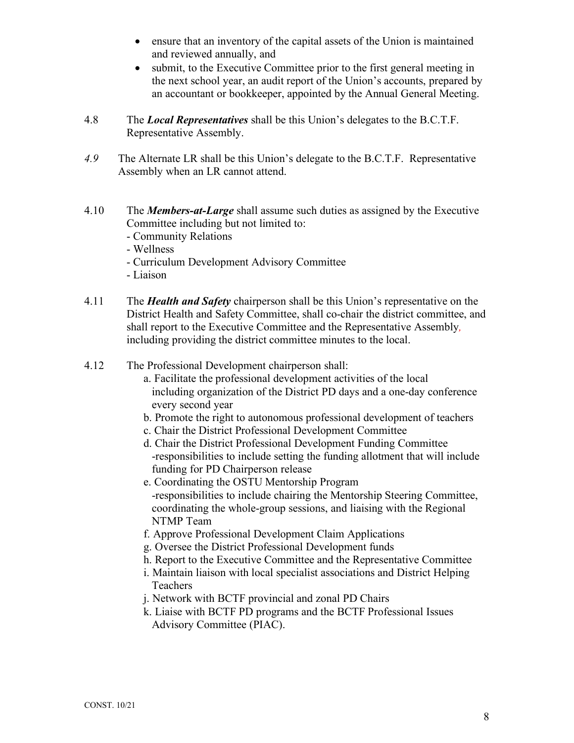- ensure that an inventory of the capital assets of the Union is maintained and reviewed annually, and
- submit, to the Executive Committee prior to the first general meeting in the next school year, an audit report of the Union's accounts, prepared by an accountant or bookkeeper, appointed by the Annual General Meeting.

4.8 The ***Local Representatives*** shall be this Union's delegates to the B.C.T.F. Representative Assembly.

*4.9* The Alternate LR shall be this Union's delegate to the B.C.T.F. Representative Assembly when an LR cannot attend.

4.10 The ***Members-at-Large*** shall assume such duties as assigned by the Executive Committee including but not limited to:
- Community Relations
- Wellness
- Curriculum Development Advisory Committee
- Liaison

4.11 The ***Health and Safety*** chairperson shall be this Union's representative on the District Health and Safety Committee, shall co-chair the district committee, and shall report to the Executive Committee and the Representative Assembly, including providing the district committee minutes to the local.

4.12 The Professional Development chairperson shall:

a. Facilitate the professional development activities of the local including organization of the District PD days and a one-day conference every second year

b. Promote the right to autonomous professional development of teachers

c. Chair the District Professional Development Committee

d. Chair the District Professional Development Funding Committee -responsibilities to include setting the funding allotment that will include funding for PD Chairperson release

e. Coordinating the OSTU Mentorship Program -responsibilities to include chairing the Mentorship Steering Committee, coordinating the whole-group sessions, and liaising with the Regional NTMP Team

f. Approve Professional Development Claim Applications

g. Oversee the District Professional Development funds

h. Report to the Executive Committee and the Representative Committee

i. Maintain liaison with local specialist associations and District Helping Teachers

j. Network with BCTF provincial and zonal PD Chairs

k. Liaise with BCTF PD programs and the BCTF Professional Issues Advisory Committee (PIAC).

CONST. 10/21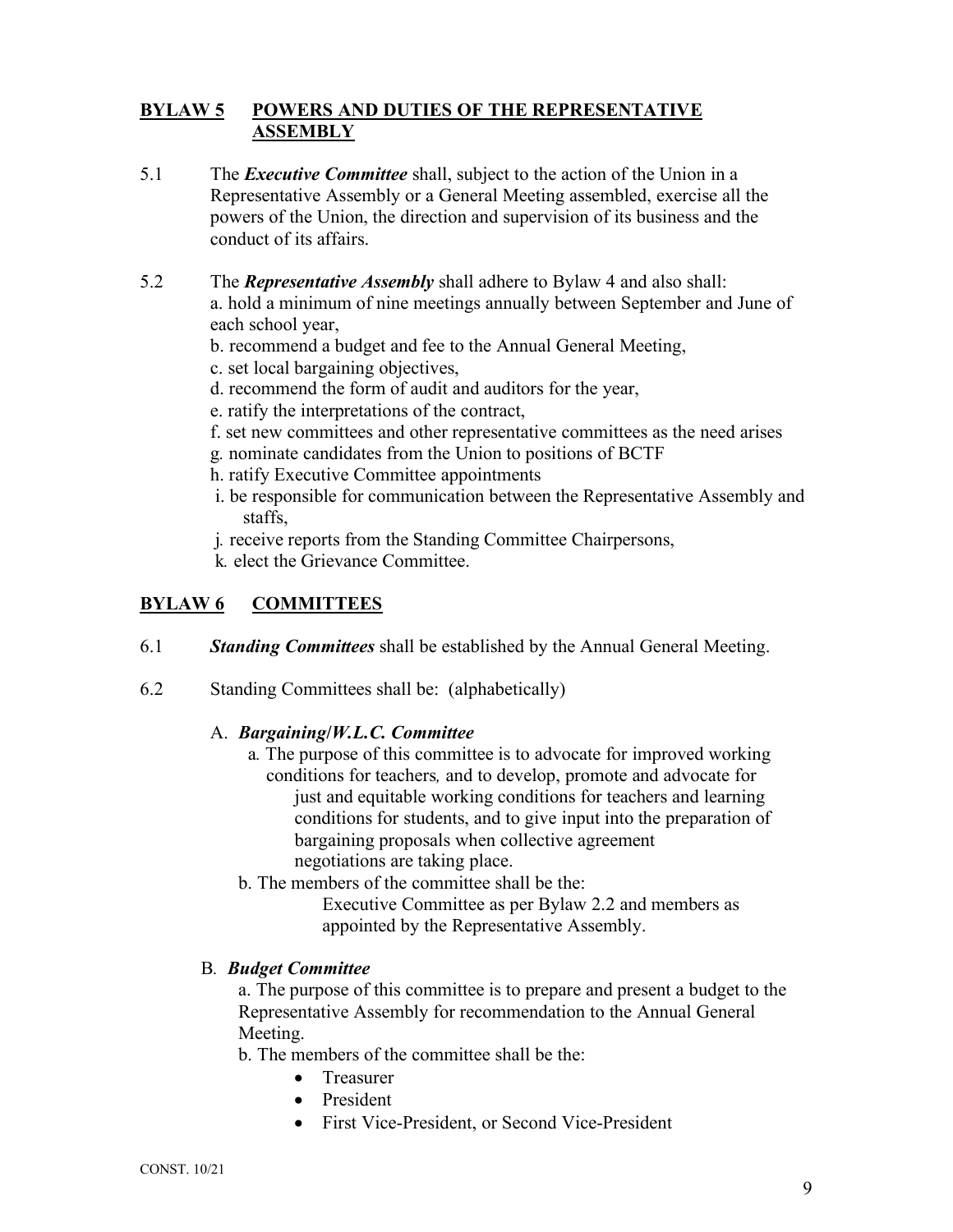## BYLAW 5 POWERS AND DUTIES OF THE REPRESENTATIVE ASSEMBLY

5.1 The ***Executive Committee*** shall, subject to the action of the Union in a Representative Assembly or a General Meeting assembled, exercise all the powers of the Union, the direction and supervision of its business and the conduct of its affairs.

5.2 The ***Representative Assembly*** shall adhere to Bylaw 4 and also shall:

a. hold a minimum of nine meetings annually between September and June of each school year,
b. recommend a budget and fee to the Annual General Meeting,
c. set local bargaining objectives,
d. recommend the form of audit and auditors for the year,
e. ratify the interpretations of the contract,
f. set new committees and other representative committees as the need arises
g. nominate candidates from the Union to positions of BCTF
h. ratify Executive Committee appointments
i. be responsible for communication between the Representative Assembly and staffs,
j. receive reports from the Standing Committee Chairpersons,
k. elect the Grievance Committee.

## BYLAW 6 COMMITTEES

6.1 ***Standing Committees*** shall be established by the Annual General Meeting.

6.2 Standing Committees shall be: (alphabetically)

A. ***Bargaining/W.L.C. Committee***

a. The purpose of this committee is to advocate for improved working conditions for teachers, and to develop, promote and advocate for just and equitable working conditions for teachers and learning conditions for students, and to give input into the preparation of bargaining proposals when collective agreement negotiations are taking place.

b. The members of the committee shall be the:

Executive Committee as per Bylaw 2.2 and members as appointed by the Representative Assembly.

B. ***Budget Committee***

a. The purpose of this committee is to prepare and present a budget to the Representative Assembly for recommendation to the Annual General Meeting.

b. The members of the committee shall be the:

- Treasurer
- President
- First Vice-President, or Second Vice-President

CONST. 10/21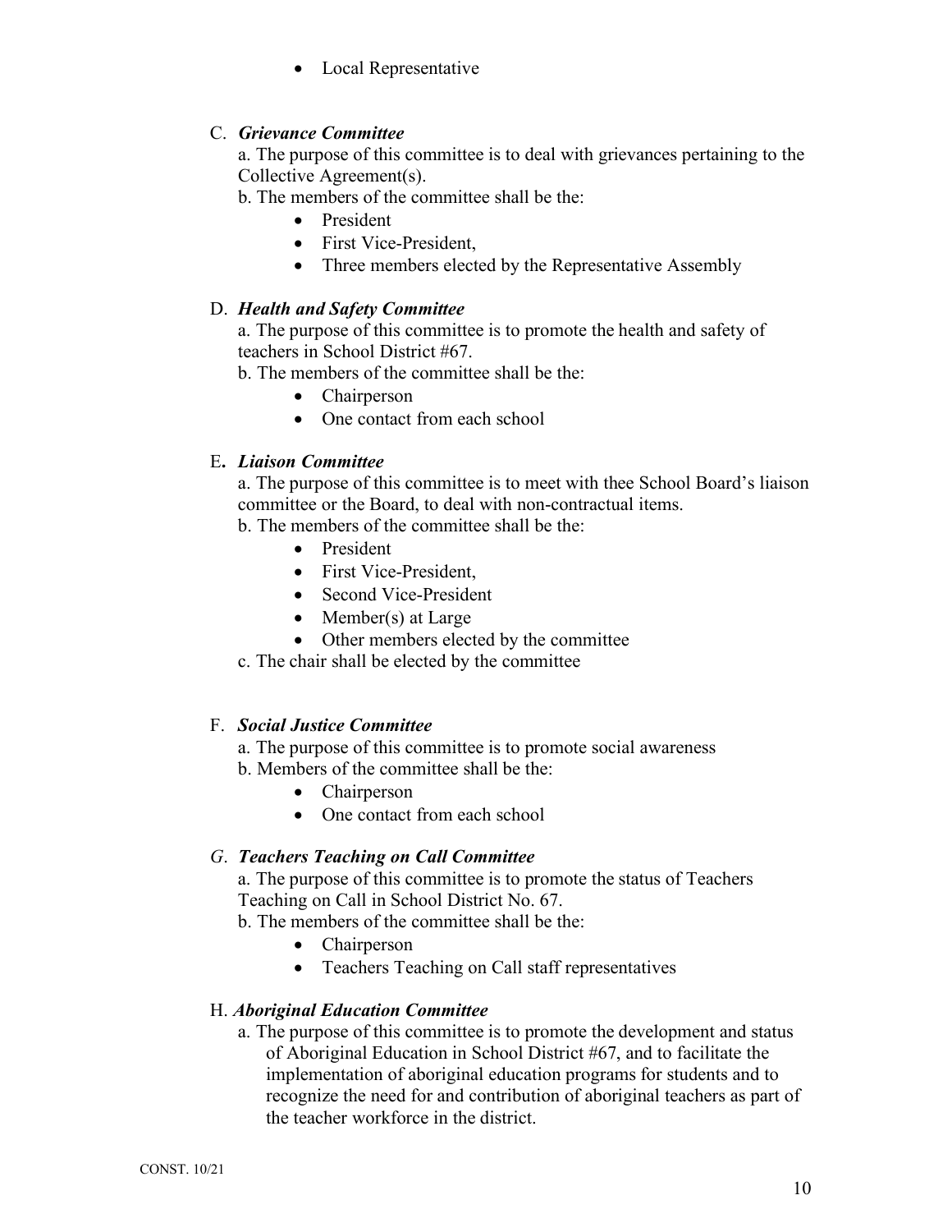- Local Representative

C. ***Grievance Committee***

a. The purpose of this committee is to deal with grievances pertaining to the Collective Agreement(s).

b. The members of the committee shall be the:

- President
- First Vice-President,
- Three members elected by the Representative Assembly

D. ***Health and Safety Committee***

a. The purpose of this committee is to promote the health and safety of teachers in School District #67.

b. The members of the committee shall be the:

- Chairperson
- One contact from each school

E. ***Liaison Committee***

a. The purpose of this committee is to meet with thee School Board's liaison committee or the Board, to deal with non-contractual items.

b. The members of the committee shall be the:

- President
- First Vice-President,
- Second Vice-President
- Member(s) at Large
- Other members elected by the committee

c. The chair shall be elected by the committee

F. ***Social Justice Committee***

a. The purpose of this committee is to promote social awareness

b. Members of the committee shall be the:

- Chairperson
- One contact from each school

*G*. ***Teachers Teaching on Call Committee***

a. The purpose of this committee is to promote the status of Teachers Teaching on Call in School District No. 67.

b. The members of the committee shall be the:

- Chairperson
- Teachers Teaching on Call staff representatives

H. ***Aboriginal Education Committee***

a. The purpose of this committee is to promote the development and status of Aboriginal Education in School District #67, and to facilitate the implementation of aboriginal education programs for students and to recognize the need for and contribution of aboriginal teachers as part of the teacher workforce in the district.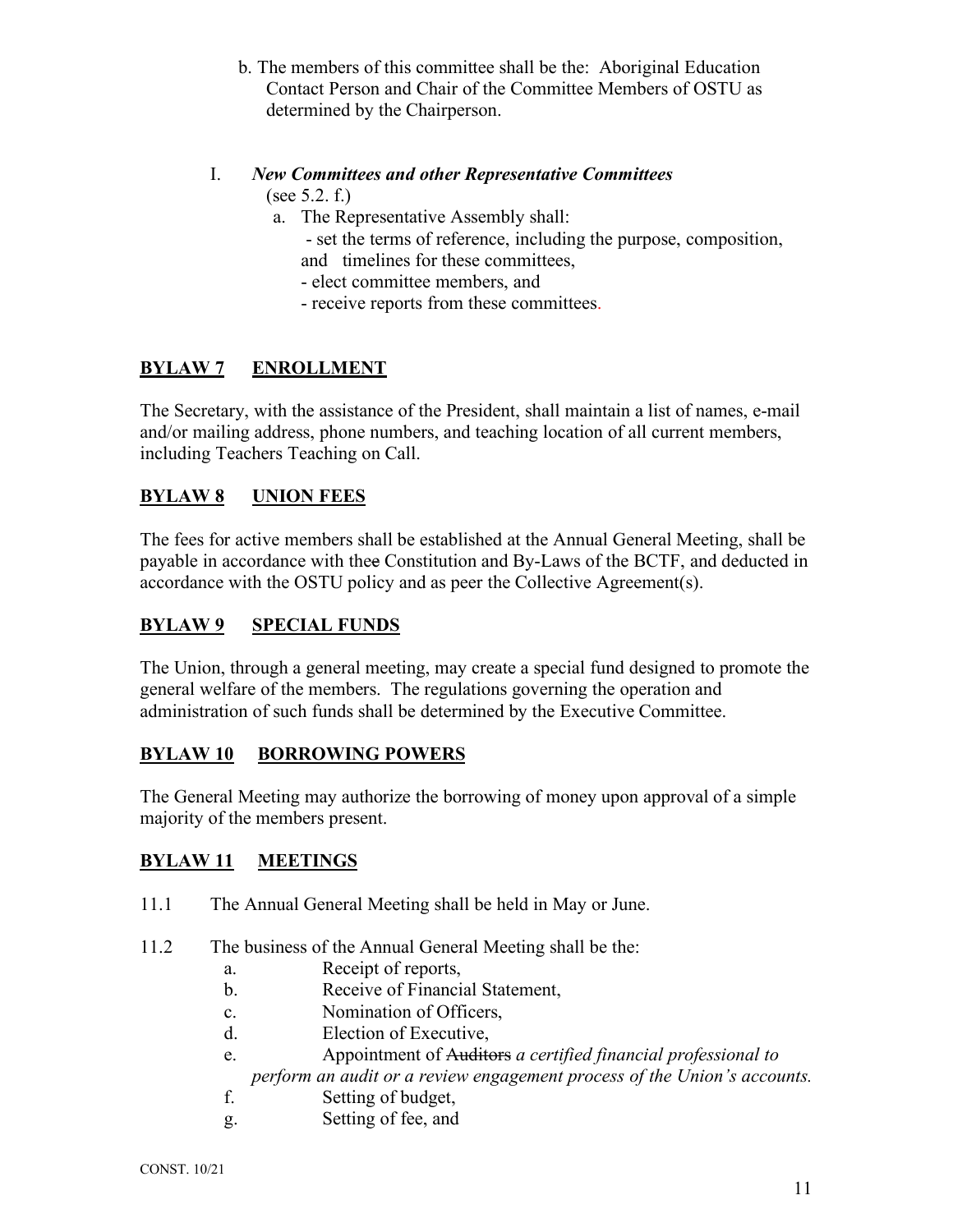b. The members of this committee shall be the: Aboriginal Education Contact Person and Chair of the Committee Members of OSTU as determined by the Chairperson.

I. ***New Committees and other Representative Committees***
(see 5.2. f.)

a. The Representative Assembly shall:
   - set the terms of reference, including the purpose, composition, and timelines for these committees,
   - elect committee members, and
   - receive reports from these committees.

## BYLAW 7 ENROLLMENT

The Secretary, with the assistance of the President, shall maintain a list of names, e-mail and/or mailing address, phone numbers, and teaching location of all current members, including Teachers Teaching on Call.

## BYLAW 8 UNION FEES

The fees for active members shall be established at the Annual General Meeting, shall be payable in accordance with the ~~e~~ Constitution and By-Laws of the BCTF, and deducted in accordance with the OSTU policy and as peer the Collective Agreement(s).

## BYLAW 9 SPECIAL FUNDS

The Union, through a general meeting, may create a special fund designed to promote the general welfare of the members. The regulations governing the operation and administration of such funds shall be determined by the Executive Committee.

## BYLAW 10 BORROWING POWERS

The General Meeting may authorize the borrowing of money upon approval of a simple majority of the members present.

## BYLAW 11 MEETINGS

11.1 The Annual General Meeting shall be held in May or June.

11.2 The business of the Annual General Meeting shall be the:

a. Receipt of reports,
b. Receive of Financial Statement,
c. Nomination of Officers,
d. Election of Executive,
e. Appointment of ~~Auditors~~ *a certified financial professional to perform an audit or a review engagement process of the Union's accounts.*
f. Setting of budget,
g. Setting of fee, and

CONST. 10/21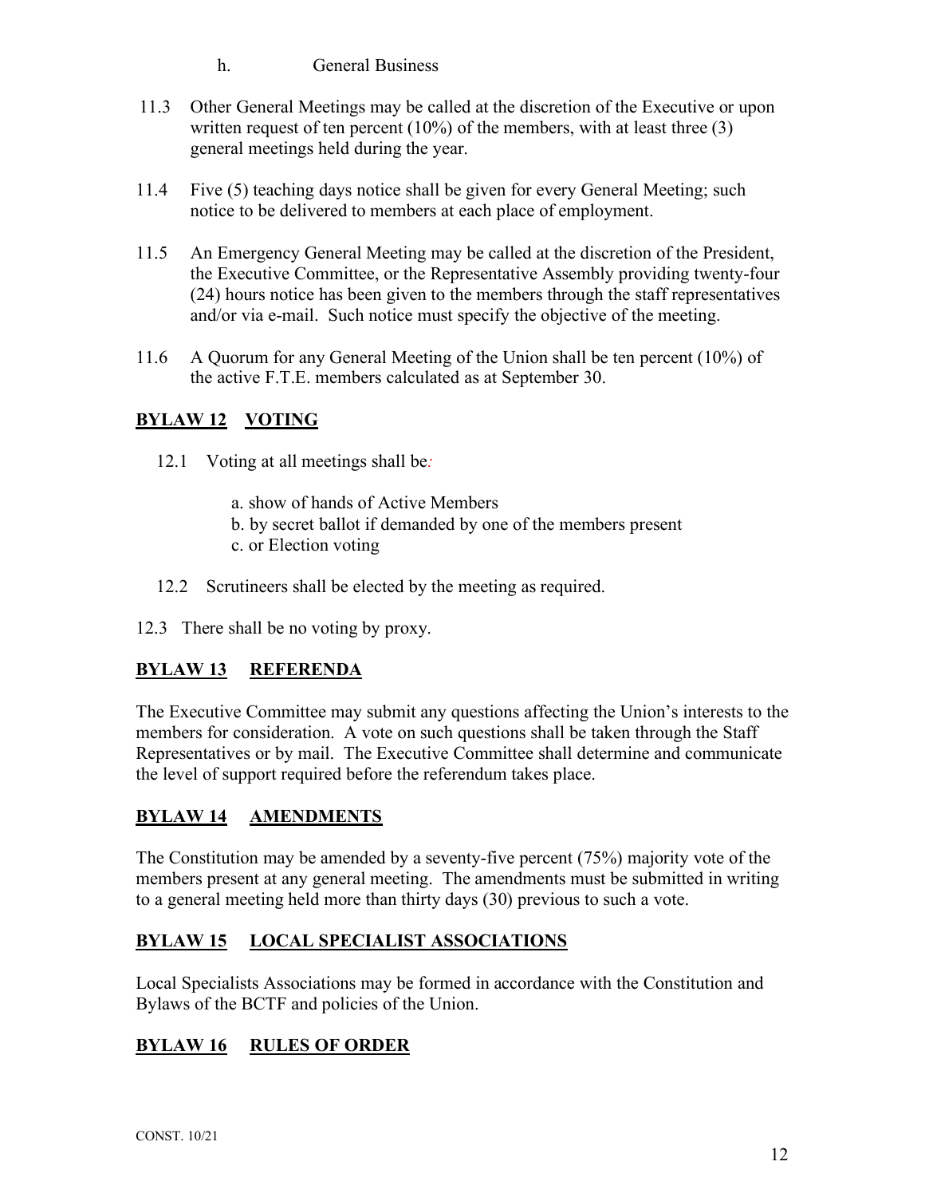h. General Business

11.3 Other General Meetings may be called at the discretion of the Executive or upon written request of ten percent (10%) of the members, with at least three (3) general meetings held during the year.

11.4 Five (5) teaching days notice shall be given for every General Meeting; such notice to be delivered to members at each place of employment.

11.5 An Emergency General Meeting may be called at the discretion of the President, the Executive Committee, or the Representative Assembly providing twenty-four (24) hours notice has been given to the members through the staff representatives and/or via e-mail. Such notice must specify the objective of the meeting.

11.6 A Quorum for any General Meeting of the Union shall be ten percent (10%) of the active F.T.E. members calculated as at September 30.

## BYLAW 12 VOTING

12.1 Voting at all meetings shall be:

a. show of hands of Active Members
b. by secret ballot if demanded by one of the members present
c. or Election voting

12.2 Scrutineers shall be elected by the meeting as required.

12.3 There shall be no voting by proxy.

## BYLAW 13 REFERENDA

The Executive Committee may submit any questions affecting the Union's interests to the members for consideration. A vote on such questions shall be taken through the Staff Representatives or by mail. The Executive Committee shall determine and communicate the level of support required before the referendum takes place.

## BYLAW 14 AMENDMENTS

The Constitution may be amended by a seventy-five percent (75%) majority vote of the members present at any general meeting. The amendments must be submitted in writing to a general meeting held more than thirty days (30) previous to such a vote.

## BYLAW 15 LOCAL SPECIALIST ASSOCIATIONS

Local Specialists Associations may be formed in accordance with the Constitution and Bylaws of the BCTF and policies of the Union.

## BYLAW 16 RULES OF ORDER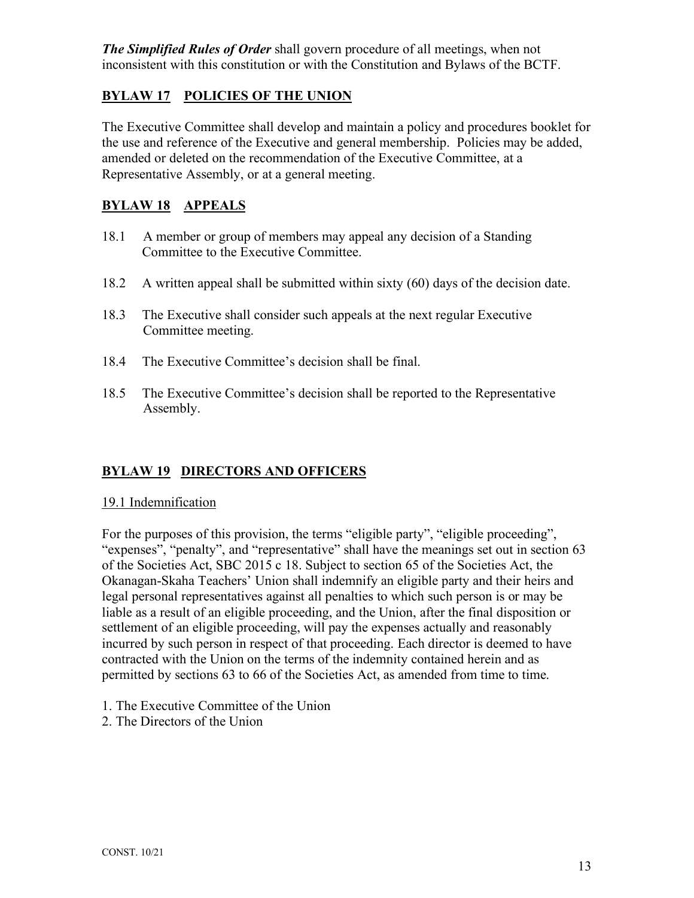***The Simplified Rules of Order*** shall govern procedure of all meetings, when not inconsistent with this constitution or with the Constitution and Bylaws of the BCTF.

## BYLAW 17 POLICIES OF THE UNION

The Executive Committee shall develop and maintain a policy and procedures booklet for the use and reference of the Executive and general membership. Policies may be added, amended or deleted on the recommendation of the Executive Committee, at a Representative Assembly, or at a general meeting.

## BYLAW 18 APPEALS

18.1 A member or group of members may appeal any decision of a Standing Committee to the Executive Committee.

18.2 A written appeal shall be submitted within sixty (60) days of the decision date.

18.3 The Executive shall consider such appeals at the next regular Executive Committee meeting.

18.4 The Executive Committee's decision shall be final.

18.5 The Executive Committee's decision shall be reported to the Representative Assembly.

## BYLAW 19 DIRECTORS AND OFFICERS

### 19.1 Indemnification

For the purposes of this provision, the terms "eligible party", "eligible proceeding", "expenses", "penalty", and "representative" shall have the meanings set out in section 63 of the Societies Act, SBC 2015 c 18. Subject to section 65 of the Societies Act, the Okanagan-Skaha Teachers' Union shall indemnify an eligible party and their heirs and legal personal representatives against all penalties to which such person is or may be liable as a result of an eligible proceeding, and the Union, after the final disposition or settlement of an eligible proceeding, will pay the expenses actually and reasonably incurred by such person in respect of that proceeding. Each director is deemed to have contracted with the Union on the terms of the indemnity contained herein and as permitted by sections 63 to 66 of the Societies Act, as amended from time to time.

1. The Executive Committee of the Union
2. The Directors of the Union

CONST. 10/21